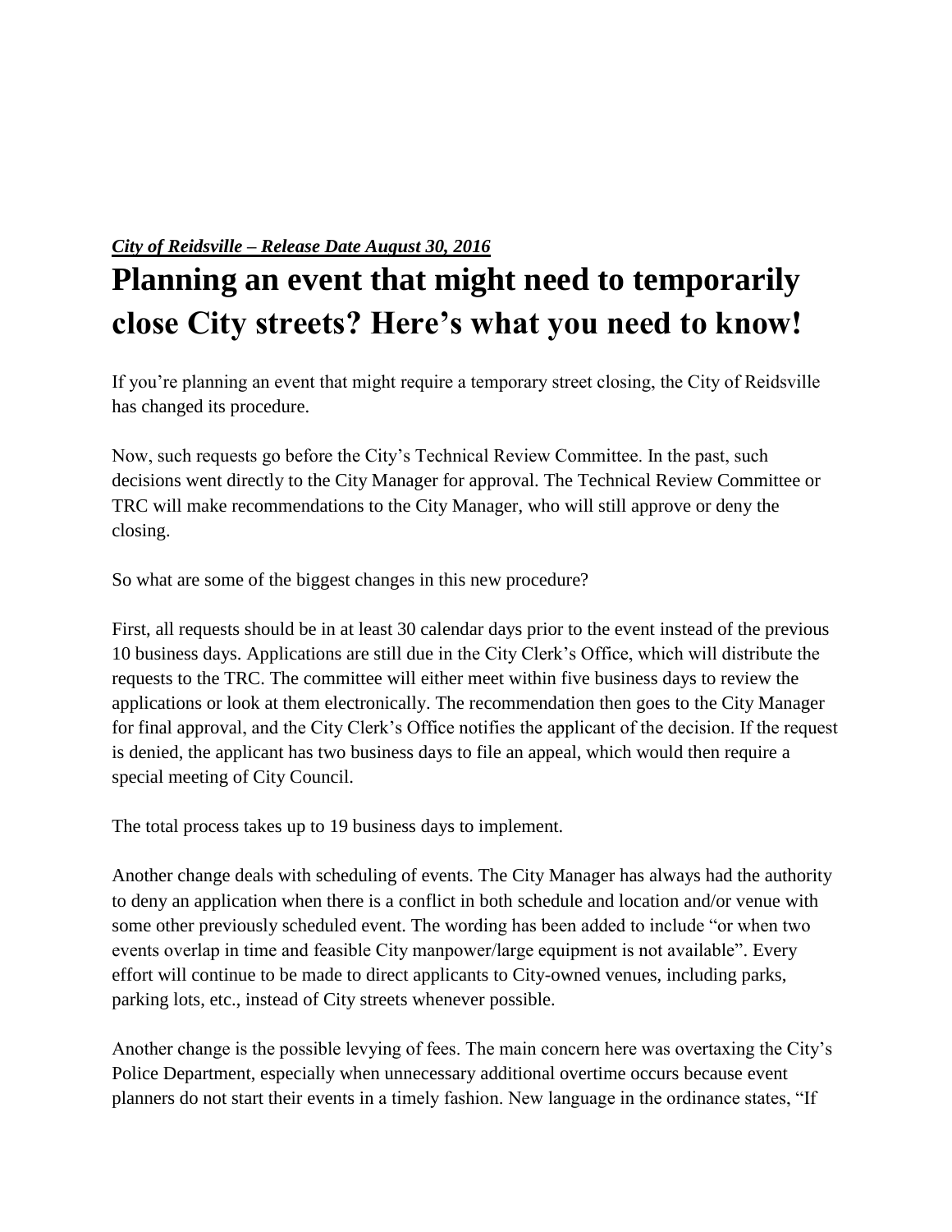***City of Reidsville – Release Date August 30, 2016***

# Planning an event that might need to temporarily close City streets? Here's what you need to know!

If you're planning an event that might require a temporary street closing, the City of Reidsville has changed its procedure.

Now, such requests go before the City's Technical Review Committee. In the past, such decisions went directly to the City Manager for approval. The Technical Review Committee or TRC will make recommendations to the City Manager, who will still approve or deny the closing.

So what are some of the biggest changes in this new procedure?

First, all requests should be in at least 30 calendar days prior to the event instead of the previous 10 business days. Applications are still due in the City Clerk's Office, which will distribute the requests to the TRC. The committee will either meet within five business days to review the applications or look at them electronically. The recommendation then goes to the City Manager for final approval, and the City Clerk's Office notifies the applicant of the decision. If the request is denied, the applicant has two business days to file an appeal, which would then require a special meeting of City Council.

The total process takes up to 19 business days to implement.

Another change deals with scheduling of events. The City Manager has always had the authority to deny an application when there is a conflict in both schedule and location and/or venue with some other previously scheduled event. The wording has been added to include "or when two events overlap in time and feasible City manpower/large equipment is not available". Every effort will continue to be made to direct applicants to City-owned venues, including parks, parking lots, etc., instead of City streets whenever possible.

Another change is the possible levying of fees. The main concern here was overtaxing the City's Police Department, especially when unnecessary additional overtime occurs because event planners do not start their events in a timely fashion. New language in the ordinance states, "If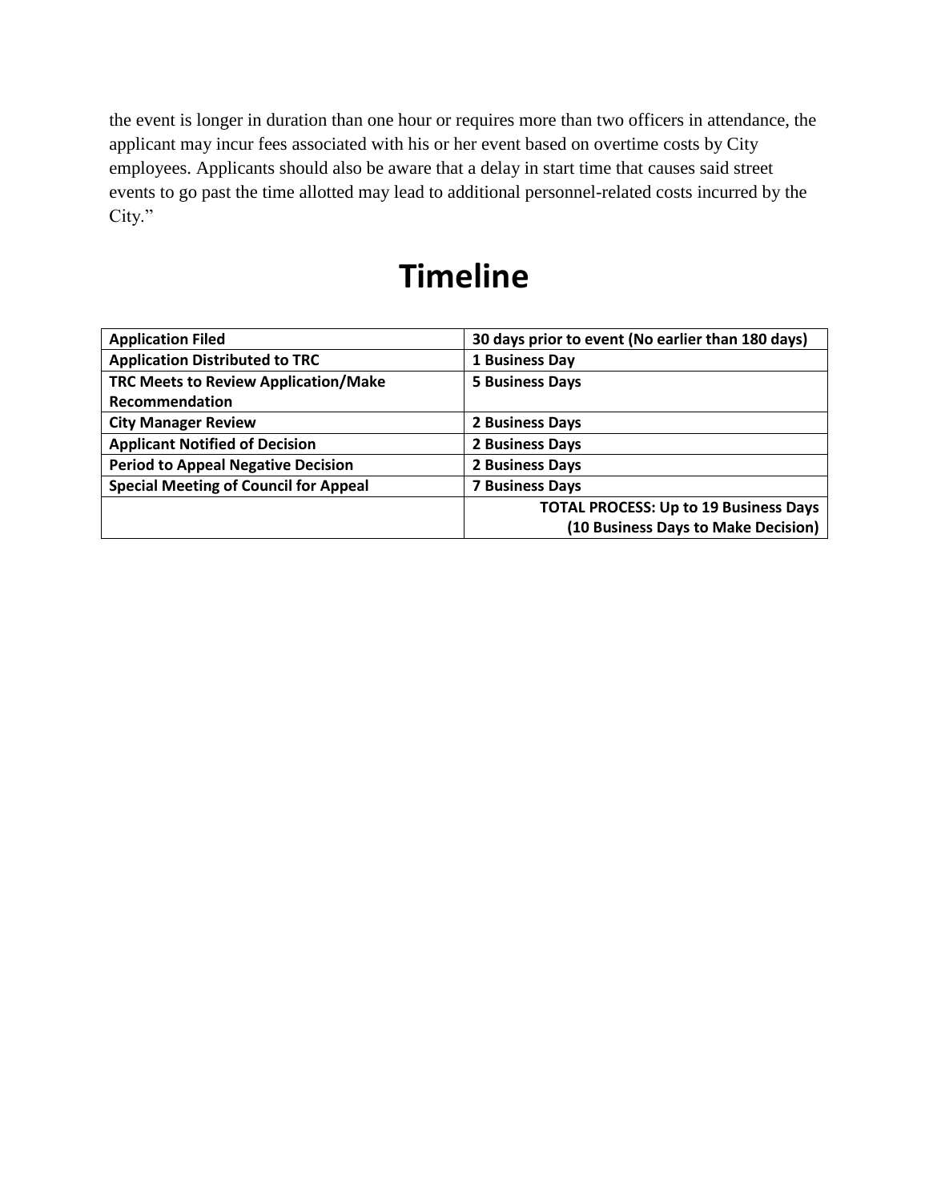the event is longer in duration than one hour or requires more than two officers in attendance, the applicant may incur fees associated with his or her event based on overtime costs by City employees. Applicants should also be aware that a delay in start time that causes said street events to go past the time allotted may lead to additional personnel-related costs incurred by the City."

# Timeline

| | |
|---|---|
| **Application Filed** | **30 days prior to event (No earlier than 180 days)** |
| **Application Distributed to TRC** | **1 Business Day** |
| **TRC Meets to Review Application/Make Recommendation** | **5 Business Days** |
| **City Manager Review** | **2 Business Days** |
| **Applicant Notified of Decision** | **2 Business Days** |
| **Period to Appeal Negative Decision** | **2 Business Days** |
| **Special Meeting of Council for Appeal** | **7 Business Days** |
| | **TOTAL PROCESS: Up to 19 Business Days (10 Business Days to Make Decision)** |